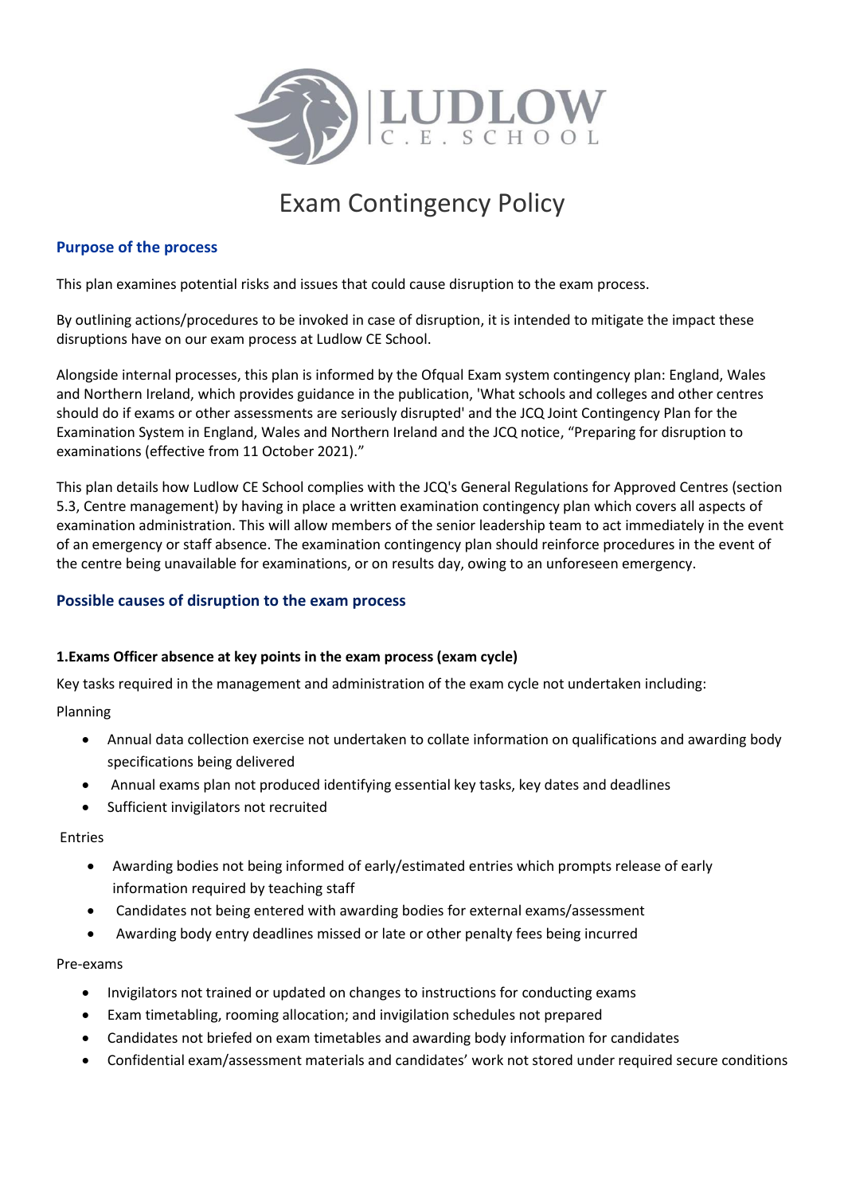# Exam Contingency Policy

## Purpose of the process

This plan examines potential risks and issues that could cause disruption to the exam process.

By outlining actions/procedures to be invoked in case of disruption, it is intended to mitigate the impact these disruptions have on our exam process at Ludlow CE School.

Alongside internal processes, this plan is informed by the Ofqual Exam system contingency plan: England, Wales and Northern Ireland, which provides guidance in the publication, 'What schools and colleges and other centres should do if exams or other assessments are seriously disrupted' and the JCQ Joint Contingency Plan for the Examination System in England, Wales and Northern Ireland and the JCQ notice, "Preparing for disruption to examinations (effective from 11 October 2021)."

This plan details how Ludlow CE School complies with the JCQ's General Regulations for Approved Centres (section 5.3, Centre management) by having in place a written examination contingency plan which covers all aspects of examination administration. This will allow members of the senior leadership team to act immediately in the event of an emergency or staff absence. The examination contingency plan should reinforce procedures in the event of the centre being unavailable for examinations, or on results day, owing to an unforeseen emergency.

## Possible causes of disruption to the exam process

**1.Exams Officer absence at key points in the exam process (exam cycle)**

Key tasks required in the management and administration of the exam cycle not undertaken including:

Planning

- Annual data collection exercise not undertaken to collate information on qualifications and awarding body specifications being delivered
- Annual exams plan not produced identifying essential key tasks, key dates and deadlines
- Sufficient invigilators not recruited

Entries

- Awarding bodies not being informed of early/estimated entries which prompts release of early information required by teaching staff
- Candidates not being entered with awarding bodies for external exams/assessment
- Awarding body entry deadlines missed or late or other penalty fees being incurred

Pre-exams

- Invigilators not trained or updated on changes to instructions for conducting exams
- Exam timetabling, rooming allocation; and invigilation schedules not prepared
- Candidates not briefed on exam timetables and awarding body information for candidates
- Confidential exam/assessment materials and candidates' work not stored under required secure conditions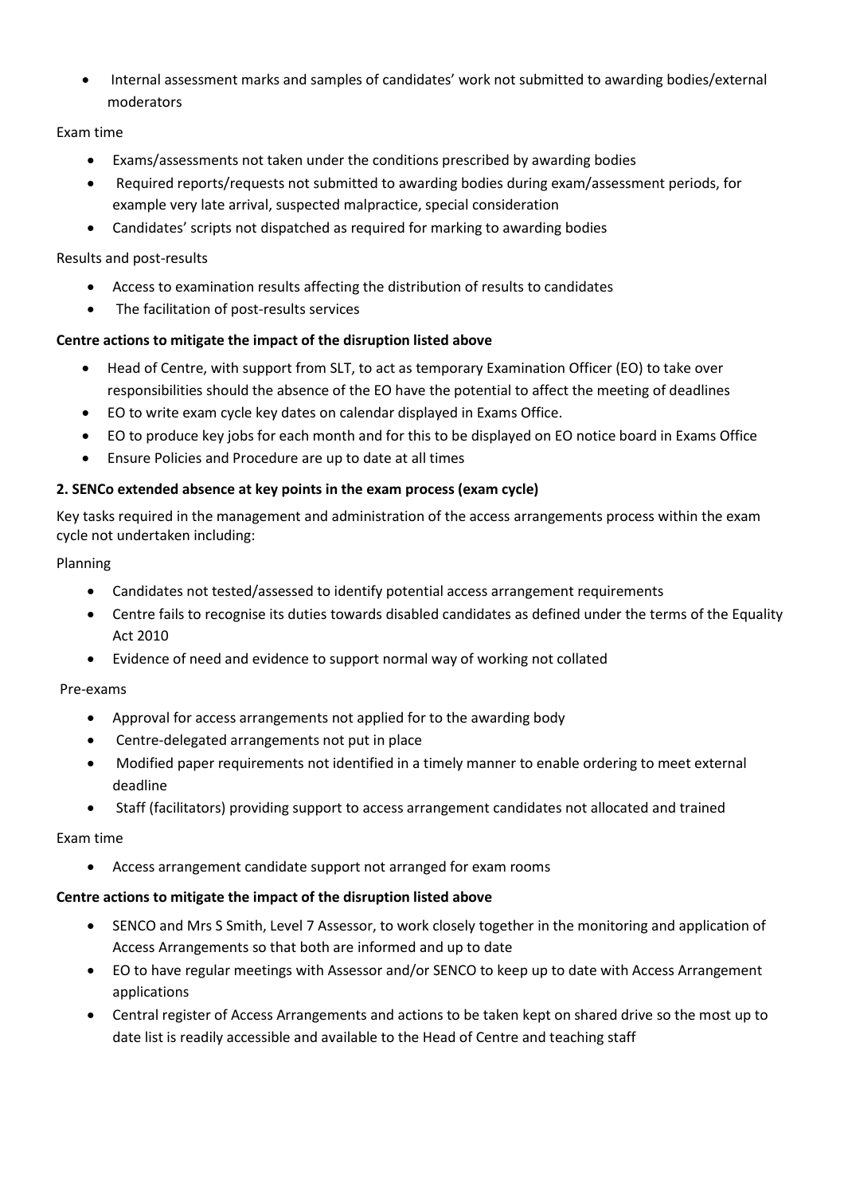- Internal assessment marks and samples of candidates' work not submitted to awarding bodies/external moderators

Exam time

- Exams/assessments not taken under the conditions prescribed by awarding bodies
- Required reports/requests not submitted to awarding bodies during exam/assessment periods, for example very late arrival, suspected malpractice, special consideration
- Candidates' scripts not dispatched as required for marking to awarding bodies

Results and post-results

- Access to examination results affecting the distribution of results to candidates
- The facilitation of post-results services

**Centre actions to mitigate the impact of the disruption listed above**

- Head of Centre, with support from SLT, to act as temporary Examination Officer (EO) to take over responsibilities should the absence of the EO have the potential to affect the meeting of deadlines
- EO to write exam cycle key dates on calendar displayed in Exams Office.
- EO to produce key jobs for each month and for this to be displayed on EO notice board in Exams Office
- Ensure Policies and Procedure are up to date at all times

**2. SENCo extended absence at key points in the exam process (exam cycle)**

Key tasks required in the management and administration of the access arrangements process within the exam cycle not undertaken including:

Planning

- Candidates not tested/assessed to identify potential access arrangement requirements
- Centre fails to recognise its duties towards disabled candidates as defined under the terms of the Equality Act 2010
- Evidence of need and evidence to support normal way of working not collated

Pre-exams

- Approval for access arrangements not applied for to the awarding body
- Centre-delegated arrangements not put in place
- Modified paper requirements not identified in a timely manner to enable ordering to meet external deadline
- Staff (facilitators) providing support to access arrangement candidates not allocated and trained

Exam time

- Access arrangement candidate support not arranged for exam rooms

**Centre actions to mitigate the impact of the disruption listed above**

- SENCO and Mrs S Smith, Level 7 Assessor, to work closely together in the monitoring and application of Access Arrangements so that both are informed and up to date
- EO to have regular meetings with Assessor and/or SENCO to keep up to date with Access Arrangement applications
- Central register of Access Arrangements and actions to be taken kept on shared drive so the most up to date list is readily accessible and available to the Head of Centre and teaching staff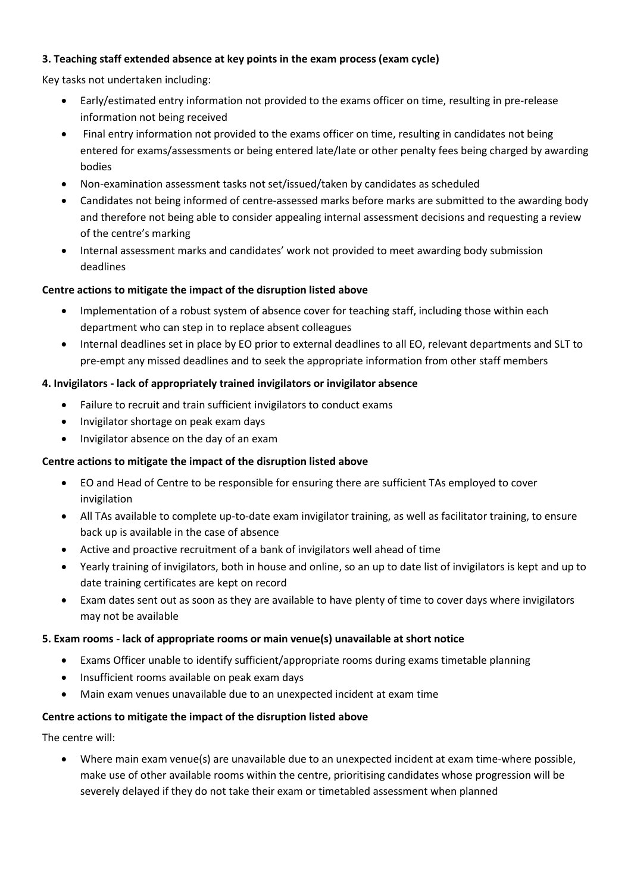**3. Teaching staff extended absence at key points in the exam process (exam cycle)**

Key tasks not undertaken including:

- Early/estimated entry information not provided to the exams officer on time, resulting in pre-release information not being received
- Final entry information not provided to the exams officer on time, resulting in candidates not being entered for exams/assessments or being entered late/late or other penalty fees being charged by awarding bodies
- Non-examination assessment tasks not set/issued/taken by candidates as scheduled
- Candidates not being informed of centre-assessed marks before marks are submitted to the awarding body and therefore not being able to consider appealing internal assessment decisions and requesting a review of the centre's marking
- Internal assessment marks and candidates' work not provided to meet awarding body submission deadlines

**Centre actions to mitigate the impact of the disruption listed above**

- Implementation of a robust system of absence cover for teaching staff, including those within each department who can step in to replace absent colleagues
- Internal deadlines set in place by EO prior to external deadlines to all EO, relevant departments and SLT to pre-empt any missed deadlines and to seek the appropriate information from other staff members

**4. Invigilators - lack of appropriately trained invigilators or invigilator absence**

- Failure to recruit and train sufficient invigilators to conduct exams
- Invigilator shortage on peak exam days
- Invigilator absence on the day of an exam

**Centre actions to mitigate the impact of the disruption listed above**

- EO and Head of Centre to be responsible for ensuring there are sufficient TAs employed to cover invigilation
- All TAs available to complete up-to-date exam invigilator training, as well as facilitator training, to ensure back up is available in the case of absence
- Active and proactive recruitment of a bank of invigilators well ahead of time
- Yearly training of invigilators, both in house and online, so an up to date list of invigilators is kept and up to date training certificates are kept on record
- Exam dates sent out as soon as they are available to have plenty of time to cover days where invigilators may not be available

**5. Exam rooms - lack of appropriate rooms or main venue(s) unavailable at short notice**

- Exams Officer unable to identify sufficient/appropriate rooms during exams timetable planning
- Insufficient rooms available on peak exam days
- Main exam venues unavailable due to an unexpected incident at exam time

**Centre actions to mitigate the impact of the disruption listed above**

The centre will:

- Where main exam venue(s) are unavailable due to an unexpected incident at exam time-where possible, make use of other available rooms within the centre, prioritising candidates whose progression will be severely delayed if they do not take their exam or timetabled assessment when planned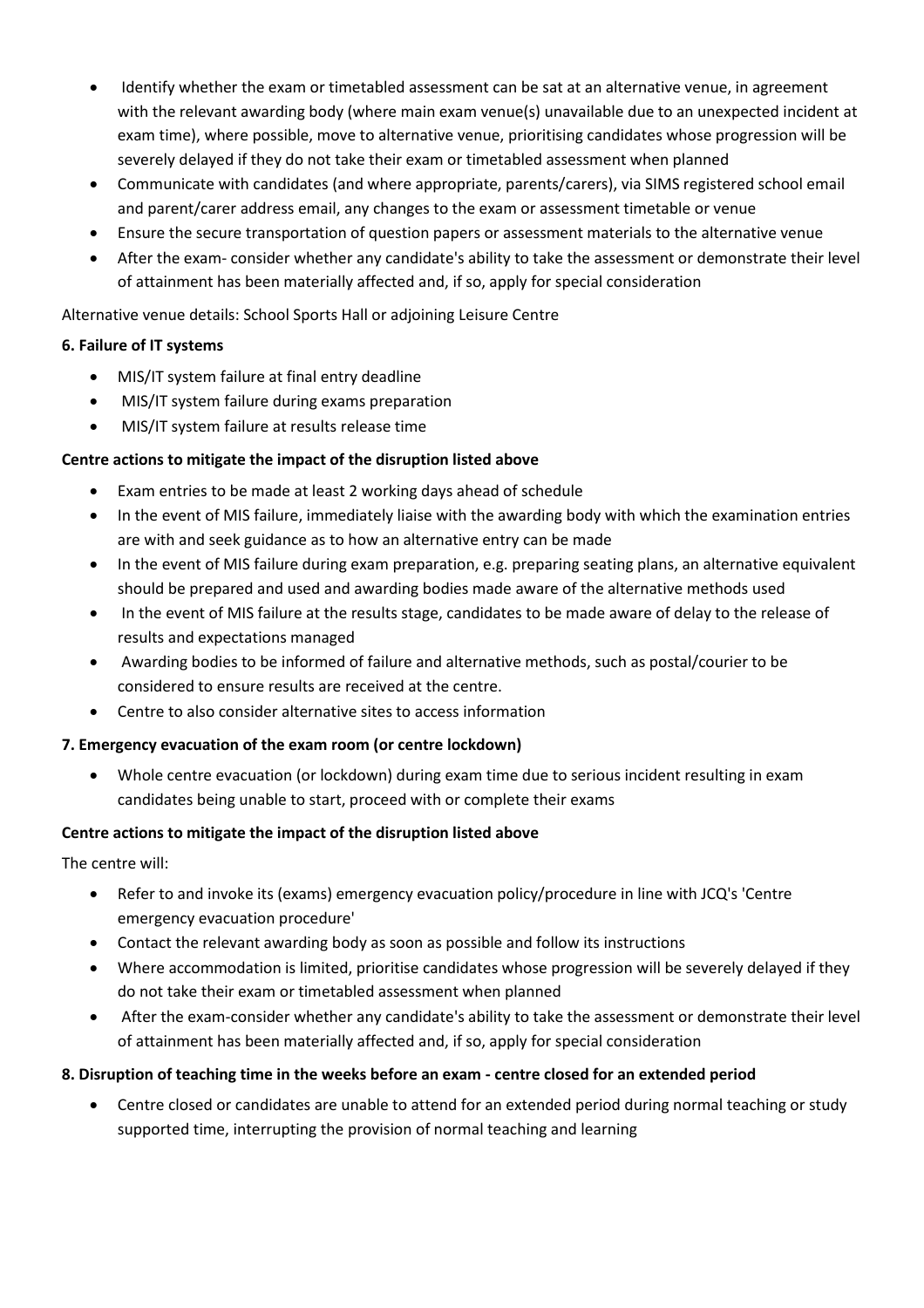- Identify whether the exam or timetabled assessment can be sat at an alternative venue, in agreement with the relevant awarding body (where main exam venue(s) unavailable due to an unexpected incident at exam time), where possible, move to alternative venue, prioritising candidates whose progression will be severely delayed if they do not take their exam or timetabled assessment when planned
- Communicate with candidates (and where appropriate, parents/carers), via SIMS registered school email and parent/carer address email, any changes to the exam or assessment timetable or venue
- Ensure the secure transportation of question papers or assessment materials to the alternative venue
- After the exam- consider whether any candidate's ability to take the assessment or demonstrate their level of attainment has been materially affected and, if so, apply for special consideration

Alternative venue details: School Sports Hall or adjoining Leisure Centre

**6. Failure of IT systems**

- MIS/IT system failure at final entry deadline
- MIS/IT system failure during exams preparation
- MIS/IT system failure at results release time

**Centre actions to mitigate the impact of the disruption listed above**

- Exam entries to be made at least 2 working days ahead of schedule
- In the event of MIS failure, immediately liaise with the awarding body with which the examination entries are with and seek guidance as to how an alternative entry can be made
- In the event of MIS failure during exam preparation, e.g. preparing seating plans, an alternative equivalent should be prepared and used and awarding bodies made aware of the alternative methods used
- In the event of MIS failure at the results stage, candidates to be made aware of delay to the release of results and expectations managed
- Awarding bodies to be informed of failure and alternative methods, such as postal/courier to be considered to ensure results are received at the centre.
- Centre to also consider alternative sites to access information

**7. Emergency evacuation of the exam room (or centre lockdown)**

- Whole centre evacuation (or lockdown) during exam time due to serious incident resulting in exam candidates being unable to start, proceed with or complete their exams

**Centre actions to mitigate the impact of the disruption listed above**

The centre will:

- Refer to and invoke its (exams) emergency evacuation policy/procedure in line with JCQ's 'Centre emergency evacuation procedure'
- Contact the relevant awarding body as soon as possible and follow its instructions
- Where accommodation is limited, prioritise candidates whose progression will be severely delayed if they do not take their exam or timetabled assessment when planned
- After the exam-consider whether any candidate's ability to take the assessment or demonstrate their level of attainment has been materially affected and, if so, apply for special consideration

**8. Disruption of teaching time in the weeks before an exam - centre closed for an extended period**

- Centre closed or candidates are unable to attend for an extended period during normal teaching or study supported time, interrupting the provision of normal teaching and learning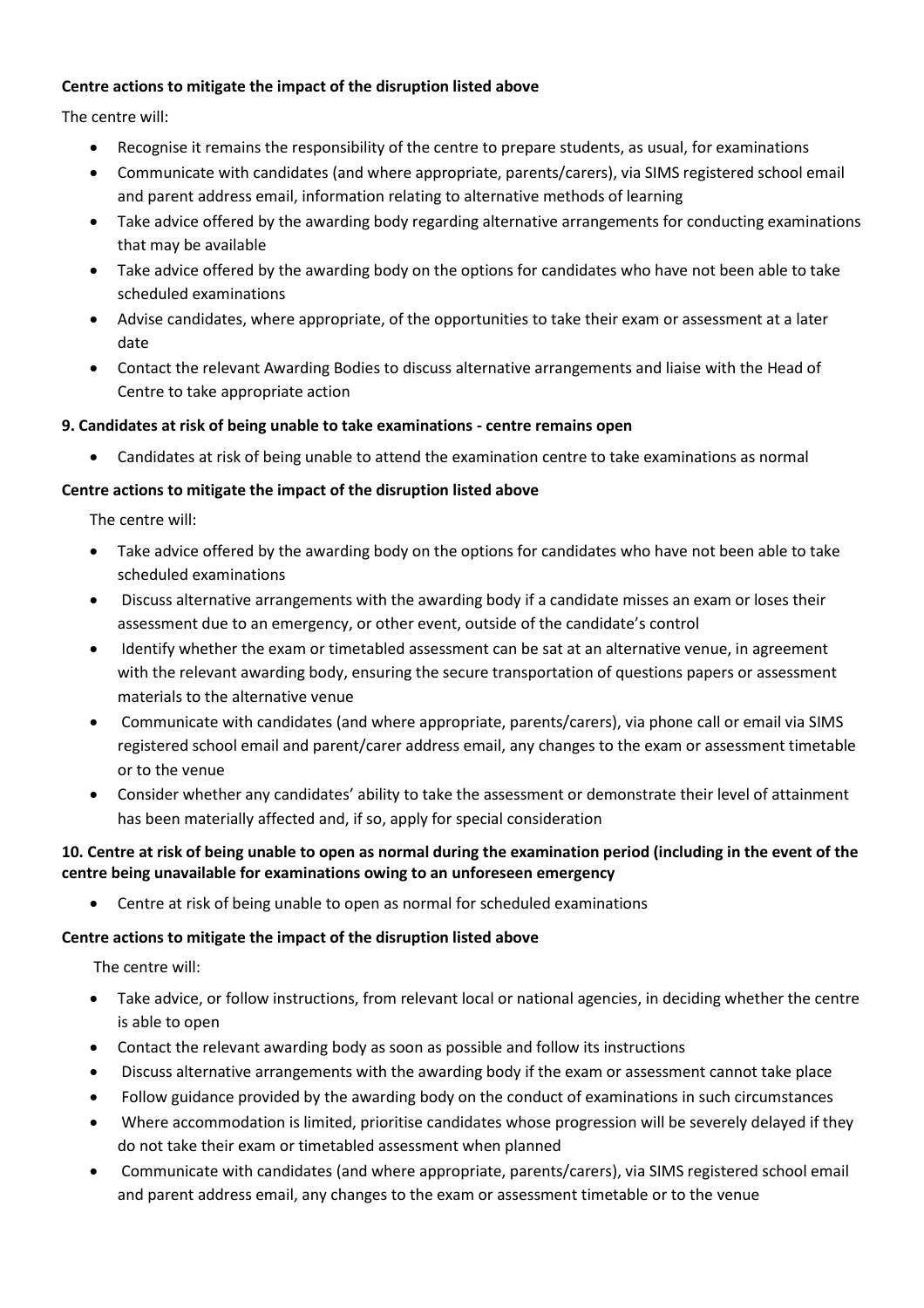**Centre actions to mitigate the impact of the disruption listed above**

The centre will:

- Recognise it remains the responsibility of the centre to prepare students, as usual, for examinations
- Communicate with candidates (and where appropriate, parents/carers), via SIMS registered school email and parent address email, information relating to alternative methods of learning
- Take advice offered by the awarding body regarding alternative arrangements for conducting examinations that may be available
- Take advice offered by the awarding body on the options for candidates who have not been able to take scheduled examinations
- Advise candidates, where appropriate, of the opportunities to take their exam or assessment at a later date
- Contact the relevant Awarding Bodies to discuss alternative arrangements and liaise with the Head of Centre to take appropriate action

**9. Candidates at risk of being unable to take examinations - centre remains open**

- Candidates at risk of being unable to attend the examination centre to take examinations as normal

**Centre actions to mitigate the impact of the disruption listed above**

The centre will:

- Take advice offered by the awarding body on the options for candidates who have not been able to take scheduled examinations
- Discuss alternative arrangements with the awarding body if a candidate misses an exam or loses their assessment due to an emergency, or other event, outside of the candidate's control
- Identify whether the exam or timetabled assessment can be sat at an alternative venue, in agreement with the relevant awarding body, ensuring the secure transportation of questions papers or assessment materials to the alternative venue
- Communicate with candidates (and where appropriate, parents/carers), via phone call or email via SIMS registered school email and parent/carer address email, any changes to the exam or assessment timetable or to the venue
- Consider whether any candidates' ability to take the assessment or demonstrate their level of attainment has been materially affected and, if so, apply for special consideration

**10. Centre at risk of being unable to open as normal during the examination period (including in the event of the centre being unavailable for examinations owing to an unforeseen emergency**

- Centre at risk of being unable to open as normal for scheduled examinations

**Centre actions to mitigate the impact of the disruption listed above**

The centre will:

- Take advice, or follow instructions, from relevant local or national agencies, in deciding whether the centre is able to open
- Contact the relevant awarding body as soon as possible and follow its instructions
- Discuss alternative arrangements with the awarding body if the exam or assessment cannot take place
- Follow guidance provided by the awarding body on the conduct of examinations in such circumstances
- Where accommodation is limited, prioritise candidates whose progression will be severely delayed if they do not take their exam or timetabled assessment when planned
- Communicate with candidates (and where appropriate, parents/carers), via SIMS registered school email and parent address email, any changes to the exam or assessment timetable or to the venue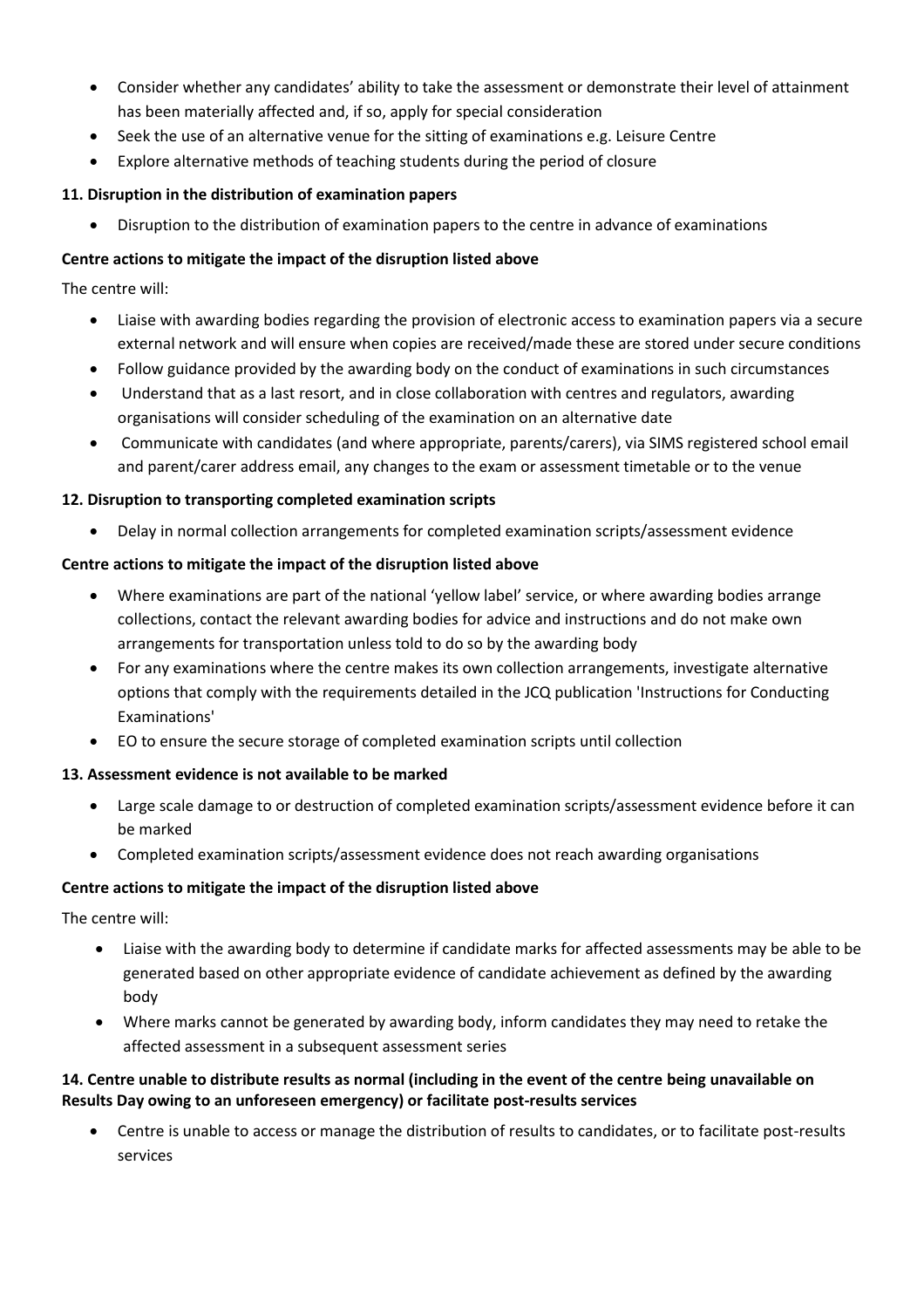- Consider whether any candidates' ability to take the assessment or demonstrate their level of attainment has been materially affected and, if so, apply for special consideration
- Seek the use of an alternative venue for the sitting of examinations e.g. Leisure Centre
- Explore alternative methods of teaching students during the period of closure

**11. Disruption in the distribution of examination papers**

- Disruption to the distribution of examination papers to the centre in advance of examinations

**Centre actions to mitigate the impact of the disruption listed above**

The centre will:

- Liaise with awarding bodies regarding the provision of electronic access to examination papers via a secure external network and will ensure when copies are received/made these are stored under secure conditions
- Follow guidance provided by the awarding body on the conduct of examinations in such circumstances
- Understand that as a last resort, and in close collaboration with centres and regulators, awarding organisations will consider scheduling of the examination on an alternative date
- Communicate with candidates (and where appropriate, parents/carers), via SIMS registered school email and parent/carer address email, any changes to the exam or assessment timetable or to the venue

**12. Disruption to transporting completed examination scripts**

- Delay in normal collection arrangements for completed examination scripts/assessment evidence

**Centre actions to mitigate the impact of the disruption listed above**

- Where examinations are part of the national 'yellow label' service, or where awarding bodies arrange collections, contact the relevant awarding bodies for advice and instructions and do not make own arrangements for transportation unless told to do so by the awarding body
- For any examinations where the centre makes its own collection arrangements, investigate alternative options that comply with the requirements detailed in the JCQ publication 'Instructions for Conducting Examinations'
- EO to ensure the secure storage of completed examination scripts until collection

**13. Assessment evidence is not available to be marked**

- Large scale damage to or destruction of completed examination scripts/assessment evidence before it can be marked
- Completed examination scripts/assessment evidence does not reach awarding organisations

**Centre actions to mitigate the impact of the disruption listed above**

The centre will:

- Liaise with the awarding body to determine if candidate marks for affected assessments may be able to be generated based on other appropriate evidence of candidate achievement as defined by the awarding body
- Where marks cannot be generated by awarding body, inform candidates they may need to retake the affected assessment in a subsequent assessment series

**14. Centre unable to distribute results as normal (including in the event of the centre being unavailable on Results Day owing to an unforeseen emergency) or facilitate post-results services**

- Centre is unable to access or manage the distribution of results to candidates, or to facilitate post-results services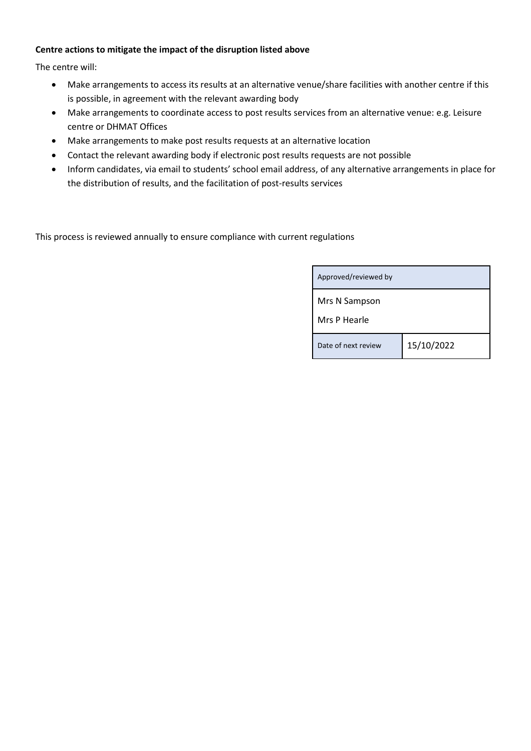**Centre actions to mitigate the impact of the disruption listed above**

The centre will:

- Make arrangements to access its results at an alternative venue/share facilities with another centre if this is possible, in agreement with the relevant awarding body
- Make arrangements to coordinate access to post results services from an alternative venue: e.g. Leisure centre or DHMAT Offices
- Make arrangements to make post results requests at an alternative location
- Contact the relevant awarding body if electronic post results requests are not possible
- Inform candidates, via email to students' school email address, of any alternative arrangements in place for the distribution of results, and the facilitation of post-results services

This process is reviewed annually to ensure compliance with current regulations

| Approved/reviewed by | |
|---|---|
| Mrs N Sampson<br>Mrs P Hearle | |
| Date of next review | 15/10/2022 |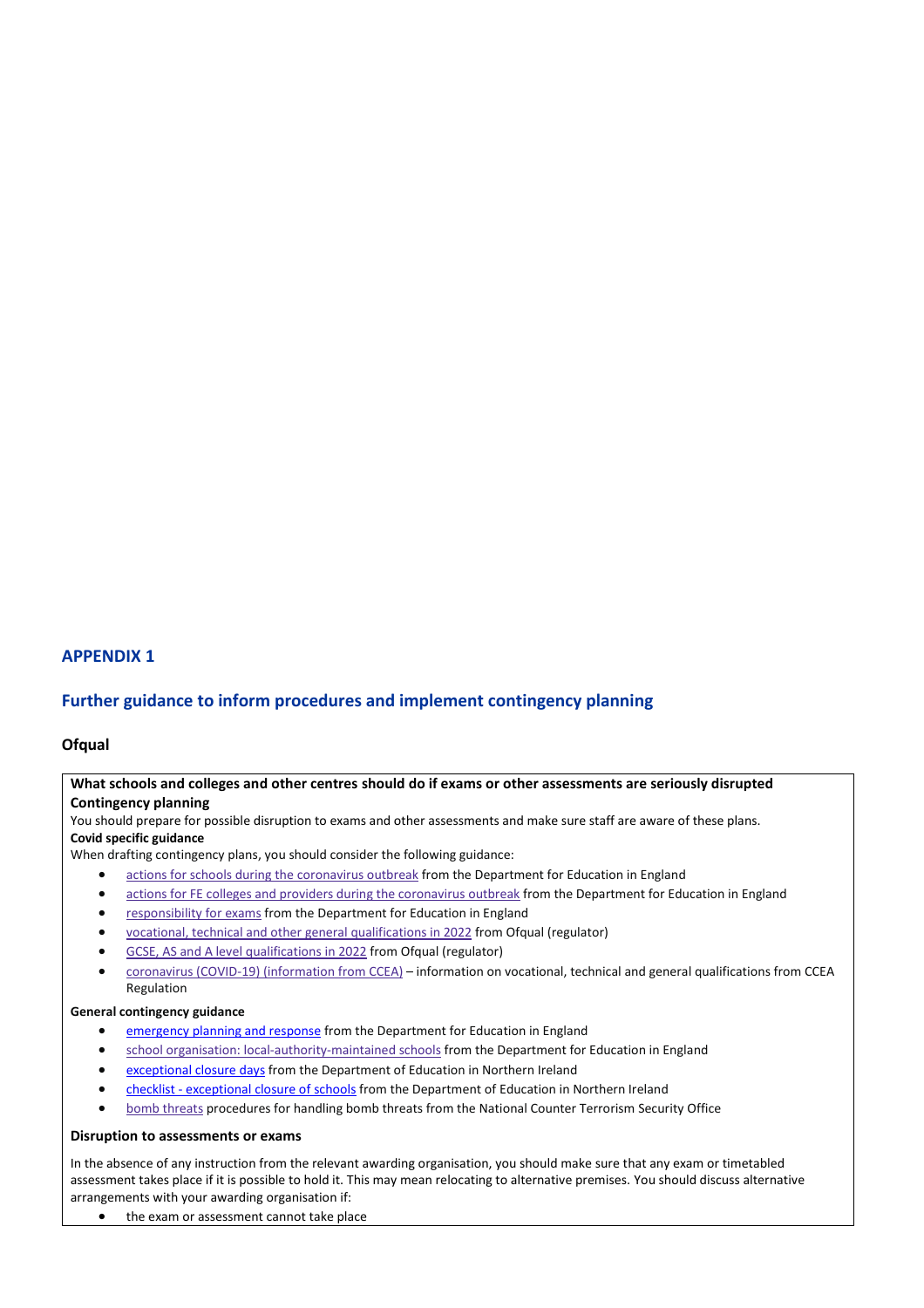## APPENDIX 1

## Further guidance to inform procedures and implement contingency planning

### Ofqual

**What schools and colleges and other centres should do if exams or other assessments are seriously disrupted**

**Contingency planning**

You should prepare for possible disruption to exams and other assessments and make sure staff are aware of these plans.

**Covid specific guidance**

When drafting contingency plans, you should consider the following guidance:

- actions for schools during the coronavirus outbreak from the Department for Education in England
- actions for FE colleges and providers during the coronavirus outbreak from the Department for Education in England
- responsibility for exams from the Department for Education in England
- vocational, technical and other general qualifications in 2022 from Ofqual (regulator)
- GCSE, AS and A level qualifications in 2022 from Ofqual (regulator)
- coronavirus (COVID-19) (information from CCEA) – information on vocational, technical and general qualifications from CCEA Regulation

**General contingency guidance**

- emergency planning and response from the Department for Education in England
- school organisation: local-authority-maintained schools from the Department for Education in England
- exceptional closure days from the Department of Education in Northern Ireland
- checklist - exceptional closure of schools from the Department of Education in Northern Ireland
- bomb threats procedures for handling bomb threats from the National Counter Terrorism Security Office

**Disruption to assessments or exams**

In the absence of any instruction from the relevant awarding organisation, you should make sure that any exam or timetabled assessment takes place if it is possible to hold it. This may mean relocating to alternative premises. You should discuss alternative arrangements with your awarding organisation if:

- the exam or assessment cannot take place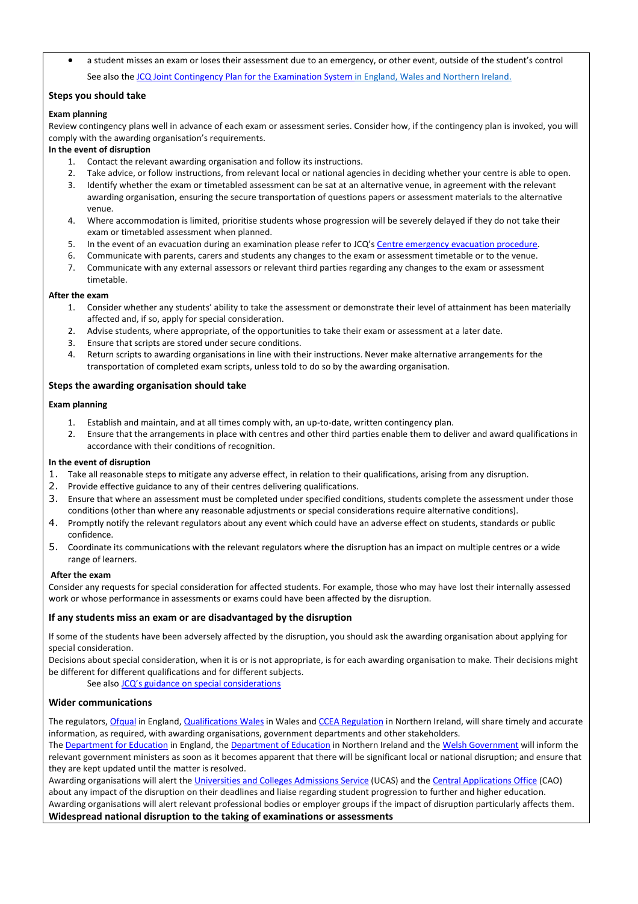- a student misses an exam or loses their assessment due to an emergency, or other event, outside of the student's control

See also the JCQ Joint Contingency Plan for the Examination System in England, Wales and Northern Ireland.

### Steps you should take

**Exam planning**

Review contingency plans well in advance of each exam or assessment series. Consider how, if the contingency plan is invoked, you will comply with the awarding organisation's requirements.

**In the event of disruption**

1. Contact the relevant awarding organisation and follow its instructions.
2. Take advice, or follow instructions, from relevant local or national agencies in deciding whether your centre is able to open.
3. Identify whether the exam or timetabled assessment can be sat at an alternative venue, in agreement with the relevant awarding organisation, ensuring the secure transportation of questions papers or assessment materials to the alternative venue.
4. Where accommodation is limited, prioritise students whose progression will be severely delayed if they do not take their exam or timetabled assessment when planned.
5. In the event of an evacuation during an examination please refer to JCQ's Centre emergency evacuation procedure.
6. Communicate with parents, carers and students any changes to the exam or assessment timetable or to the venue.
7. Communicate with any external assessors or relevant third parties regarding any changes to the exam or assessment timetable.

**After the exam**

1. Consider whether any students' ability to take the assessment or demonstrate their level of attainment has been materially affected and, if so, apply for special consideration.
2. Advise students, where appropriate, of the opportunities to take their exam or assessment at a later date.
3. Ensure that scripts are stored under secure conditions.
4. Return scripts to awarding organisations in line with their instructions. Never make alternative arrangements for the transportation of completed exam scripts, unless told to do so by the awarding organisation.

### Steps the awarding organisation should take

**Exam planning**

1. Establish and maintain, and at all times comply with, an up-to-date, written contingency plan.
2. Ensure that the arrangements in place with centres and other third parties enable them to deliver and award qualifications in accordance with their conditions of recognition.

**In the event of disruption**

1. Take all reasonable steps to mitigate any adverse effect, in relation to their qualifications, arising from any disruption.
2. Provide effective guidance to any of their centres delivering qualifications.
3. Ensure that where an assessment must be completed under specified conditions, students complete the assessment under those conditions (other than where any reasonable adjustments or special considerations require alternative conditions).
4. Promptly notify the relevant regulators about any event which could have an adverse effect on students, standards or public confidence.
5. Coordinate its communications with the relevant regulators where the disruption has an impact on multiple centres or a wide range of learners.

**After the exam**

Consider any requests for special consideration for affected students. For example, those who may have lost their internally assessed work or whose performance in assessments or exams could have been affected by the disruption.

### If any students miss an exam or are disadvantaged by the disruption

If some of the students have been adversely affected by the disruption, you should ask the awarding organisation about applying for special consideration.

Decisions about special consideration, when it is or is not appropriate, is for each awarding organisation to make. Their decisions might be different for different qualifications and for different subjects.

See also JCQ's guidance on special considerations

### Wider communications

The regulators, Ofqual in England, Qualifications Wales in Wales and CCEA Regulation in Northern Ireland, will share timely and accurate information, as required, with awarding organisations, government departments and other stakeholders.

The Department for Education in England, the Department of Education in Northern Ireland and the Welsh Government will inform the relevant government ministers as soon as it becomes apparent that there will be significant local or national disruption; and ensure that they are kept updated until the matter is resolved.

Awarding organisations will alert the Universities and Colleges Admissions Service (UCAS) and the Central Applications Office (CAO) about any impact of the disruption on their deadlines and liaise regarding student progression to further and higher education.

Awarding organisations will alert relevant professional bodies or employer groups if the impact of disruption particularly affects them.

**Widespread national disruption to the taking of examinations or assessments**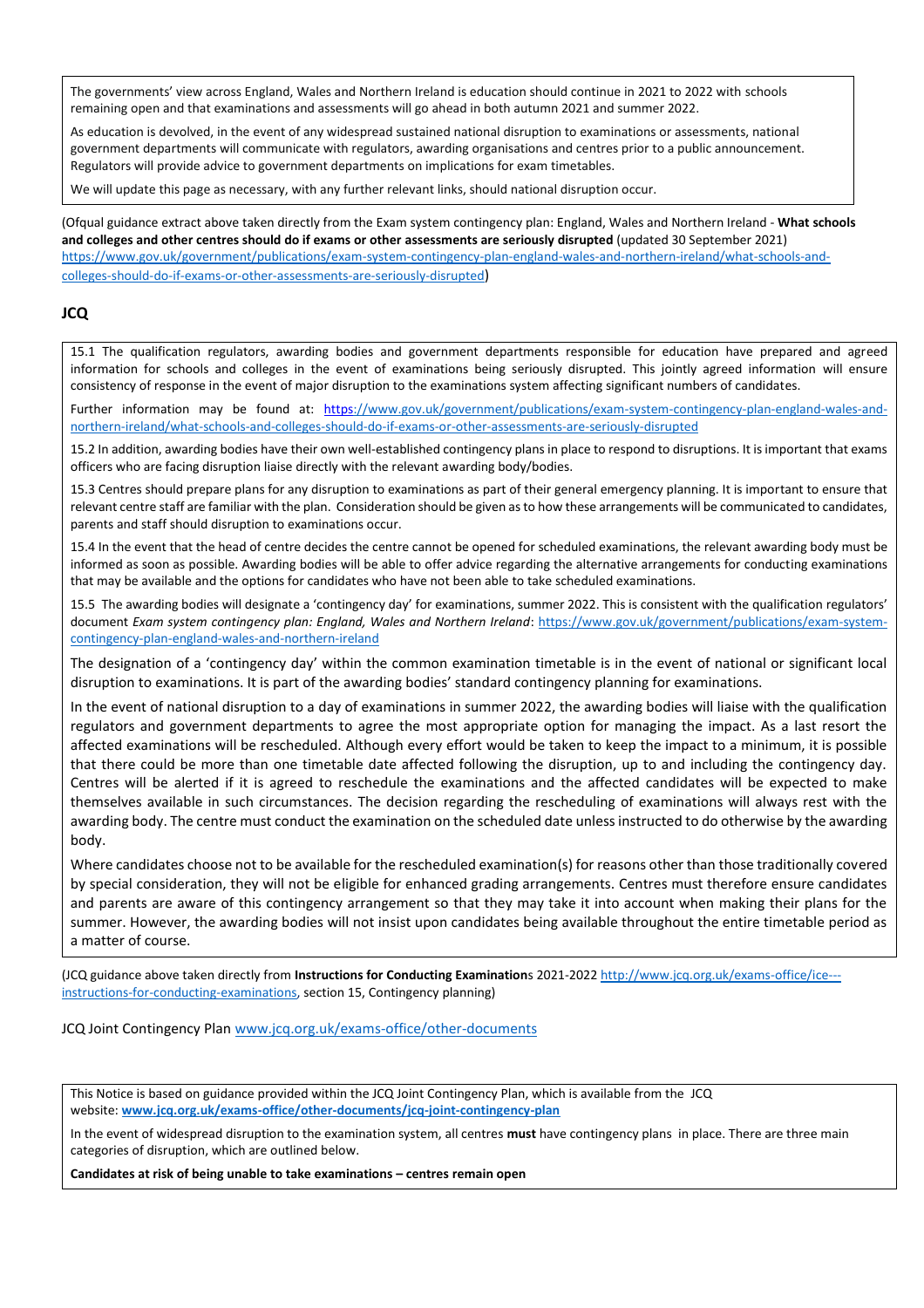The governments' view across England, Wales and Northern Ireland is education should continue in 2021 to 2022 with schools remaining open and that examinations and assessments will go ahead in both autumn 2021 and summer 2022.

As education is devolved, in the event of any widespread sustained national disruption to examinations or assessments, national government departments will communicate with regulators, awarding organisations and centres prior to a public announcement. Regulators will provide advice to government departments on implications for exam timetables.

We will update this page as necessary, with any further relevant links, should national disruption occur.

(Ofqual guidance extract above taken directly from the Exam system contingency plan: England, Wales and Northern Ireland - **What schools and colleges and other centres should do if exams or other assessments are seriously disrupted** (updated 30 September 2021) https://www.gov.uk/government/publications/exam-system-contingency-plan-england-wales-and-northern-ireland/what-schools-and-colleges-should-do-if-exams-or-other-assessments-are-seriously-disrupted)

## JCQ

15.1 The qualification regulators, awarding bodies and government departments responsible for education have prepared and agreed information for schools and colleges in the event of examinations being seriously disrupted. This jointly agreed information will ensure consistency of response in the event of major disruption to the examinations system affecting significant numbers of candidates.

Further information may be found at: https://www.gov.uk/government/publications/exam-system-contingency-plan-england-wales-and-northern-ireland/what-schools-and-colleges-should-do-if-exams-or-other-assessments-are-seriously-disrupted

15.2 In addition, awarding bodies have their own well-established contingency plans in place to respond to disruptions. It is important that exams officers who are facing disruption liaise directly with the relevant awarding body/bodies.

15.3 Centres should prepare plans for any disruption to examinations as part of their general emergency planning. It is important to ensure that relevant centre staff are familiar with the plan. Consideration should be given as to how these arrangements will be communicated to candidates, parents and staff should disruption to examinations occur.

15.4 In the event that the head of centre decides the centre cannot be opened for scheduled examinations, the relevant awarding body must be informed as soon as possible. Awarding bodies will be able to offer advice regarding the alternative arrangements for conducting examinations that may be available and the options for candidates who have not been able to take scheduled examinations.

15.5 The awarding bodies will designate a 'contingency day' for examinations, summer 2022. This is consistent with the qualification regulators' document *Exam system contingency plan: England, Wales and Northern Ireland*: https://www.gov.uk/government/publications/exam-system-contingency-plan-england-wales-and-northern-ireland

The designation of a 'contingency day' within the common examination timetable is in the event of national or significant local disruption to examinations. It is part of the awarding bodies' standard contingency planning for examinations.

In the event of national disruption to a day of examinations in summer 2022, the awarding bodies will liaise with the qualification regulators and government departments to agree the most appropriate option for managing the impact. As a last resort the affected examinations will be rescheduled. Although every effort would be taken to keep the impact to a minimum, it is possible that there could be more than one timetable date affected following the disruption, up to and including the contingency day. Centres will be alerted if it is agreed to reschedule the examinations and the affected candidates will be expected to make themselves available in such circumstances. The decision regarding the rescheduling of examinations will always rest with the awarding body. The centre must conduct the examination on the scheduled date unless instructed to do otherwise by the awarding body.

Where candidates choose not to be available for the rescheduled examination(s) for reasons other than those traditionally covered by special consideration, they will not be eligible for enhanced grading arrangements. Centres must therefore ensure candidates and parents are aware of this contingency arrangement so that they may take it into account when making their plans for the summer. However, the awarding bodies will not insist upon candidates being available throughout the entire timetable period as a matter of course.

(JCQ guidance above taken directly from **Instructions for Conducting Examination**s 2021-2022 http://www.jcq.org.uk/exams-office/ice---instructions-for-conducting-examinations, section 15, Contingency planning)

JCQ Joint Contingency Plan www.jcq.org.uk/exams-office/other-documents

This Notice is based on guidance provided within the JCQ Joint Contingency Plan, which is available from the JCQ website: **www.jcq.org.uk/exams-office/other-documents/jcq-joint-contingency-plan**

In the event of widespread disruption to the examination system, all centres **must** have contingency plans in place. There are three main categories of disruption, which are outlined below.

**Candidates at risk of being unable to take examinations – centres remain open**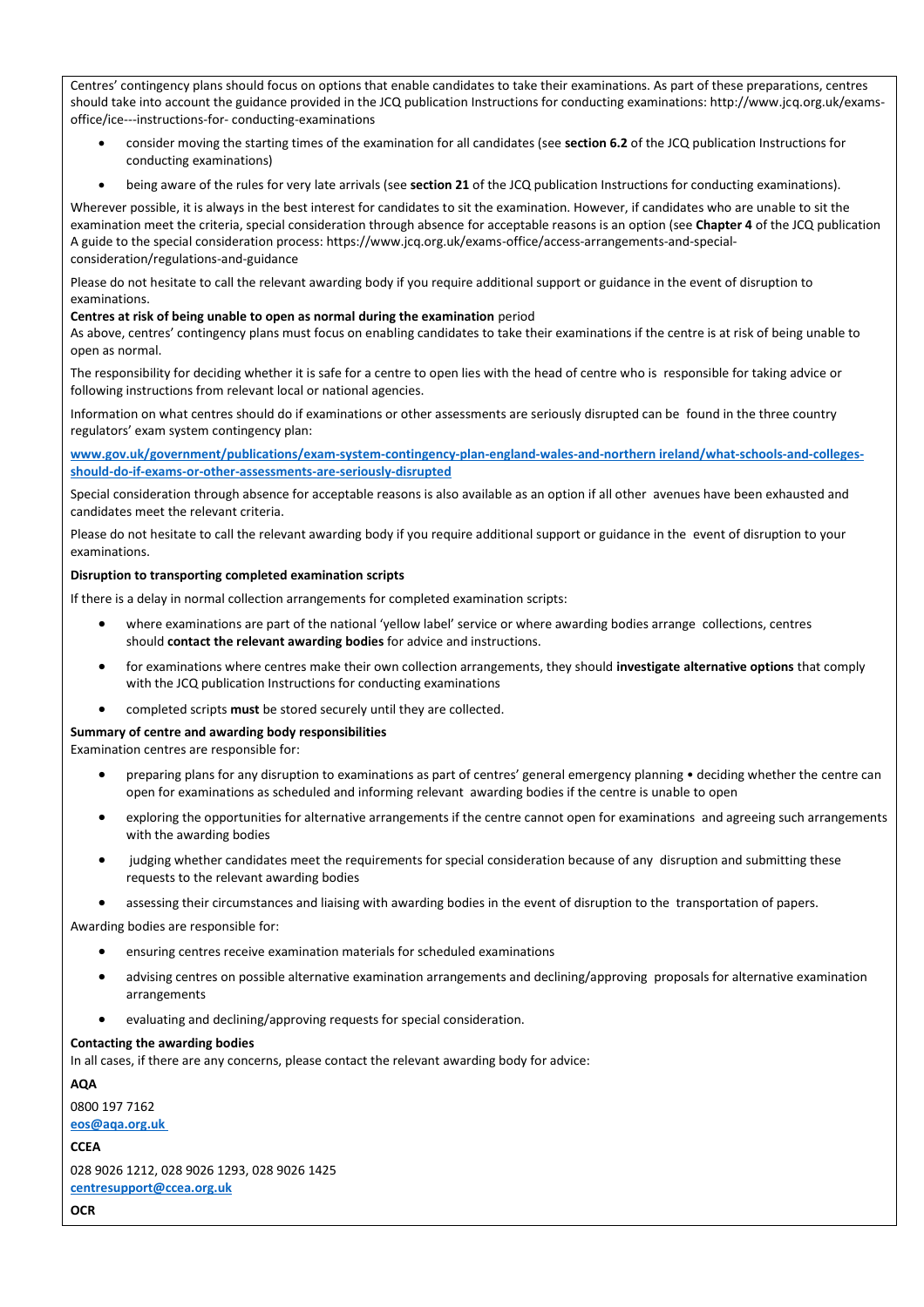Centres' contingency plans should focus on options that enable candidates to take their examinations. As part of these preparations, centres should take into account the guidance provided in the JCQ publication Instructions for conducting examinations: http://www.jcq.org.uk/exams-office/ice---instructions-for- conducting-examinations

- consider moving the starting times of the examination for all candidates (see **section 6.2** of the JCQ publication Instructions for conducting examinations)
- being aware of the rules for very late arrivals (see **section 21** of the JCQ publication Instructions for conducting examinations).

Wherever possible, it is always in the best interest for candidates to sit the examination. However, if candidates who are unable to sit the examination meet the criteria, special consideration through absence for acceptable reasons is an option (see **Chapter 4** of the JCQ publication A guide to the special consideration process: https://www.jcq.org.uk/exams-office/access-arrangements-and-special-consideration/regulations-and-guidance

Please do not hesitate to call the relevant awarding body if you require additional support or guidance in the event of disruption to examinations.

**Centres at risk of being unable to open as normal during the examination** period

As above, centres' contingency plans must focus on enabling candidates to take their examinations if the centre is at risk of being unable to open as normal.

The responsibility for deciding whether it is safe for a centre to open lies with the head of centre who is responsible for taking advice or following instructions from relevant local or national agencies.

Information on what centres should do if examinations or other assessments are seriously disrupted can be found in the three country regulators' exam system contingency plan:

**www.gov.uk/government/publications/exam-system-contingency-plan-england-wales-and-northern ireland/what-schools-and-colleges-should-do-if-exams-or-other-assessments-are-seriously-disrupted**

Special consideration through absence for acceptable reasons is also available as an option if all other avenues have been exhausted and candidates meet the relevant criteria.

Please do not hesitate to call the relevant awarding body if you require additional support or guidance in the event of disruption to your examinations.

**Disruption to transporting completed examination scripts**

If there is a delay in normal collection arrangements for completed examination scripts:

- where examinations are part of the national 'yellow label' service or where awarding bodies arrange collections, centres should **contact the relevant awarding bodies** for advice and instructions.
- for examinations where centres make their own collection arrangements, they should **investigate alternative options** that comply with the JCQ publication Instructions for conducting examinations
- completed scripts **must** be stored securely until they are collected.

**Summary of centre and awarding body responsibilities**

Examination centres are responsible for:

- preparing plans for any disruption to examinations as part of centres' general emergency planning • deciding whether the centre can open for examinations as scheduled and informing relevant awarding bodies if the centre is unable to open
- exploring the opportunities for alternative arrangements if the centre cannot open for examinations and agreeing such arrangements with the awarding bodies
- judging whether candidates meet the requirements for special consideration because of any disruption and submitting these requests to the relevant awarding bodies
- assessing their circumstances and liaising with awarding bodies in the event of disruption to the transportation of papers.

Awarding bodies are responsible for:

- ensuring centres receive examination materials for scheduled examinations
- advising centres on possible alternative examination arrangements and declining/approving proposals for alternative examination arrangements
- evaluating and declining/approving requests for special consideration.

**Contacting the awarding bodies**

In all cases, if there are any concerns, please contact the relevant awarding body for advice:

**AQA**

0800 197 7162
**eos@aqa.org.uk**

**CCEA**

028 9026 1212, 028 9026 1293, 028 9026 1425
**centresupport@ccea.org.uk**

**OCR**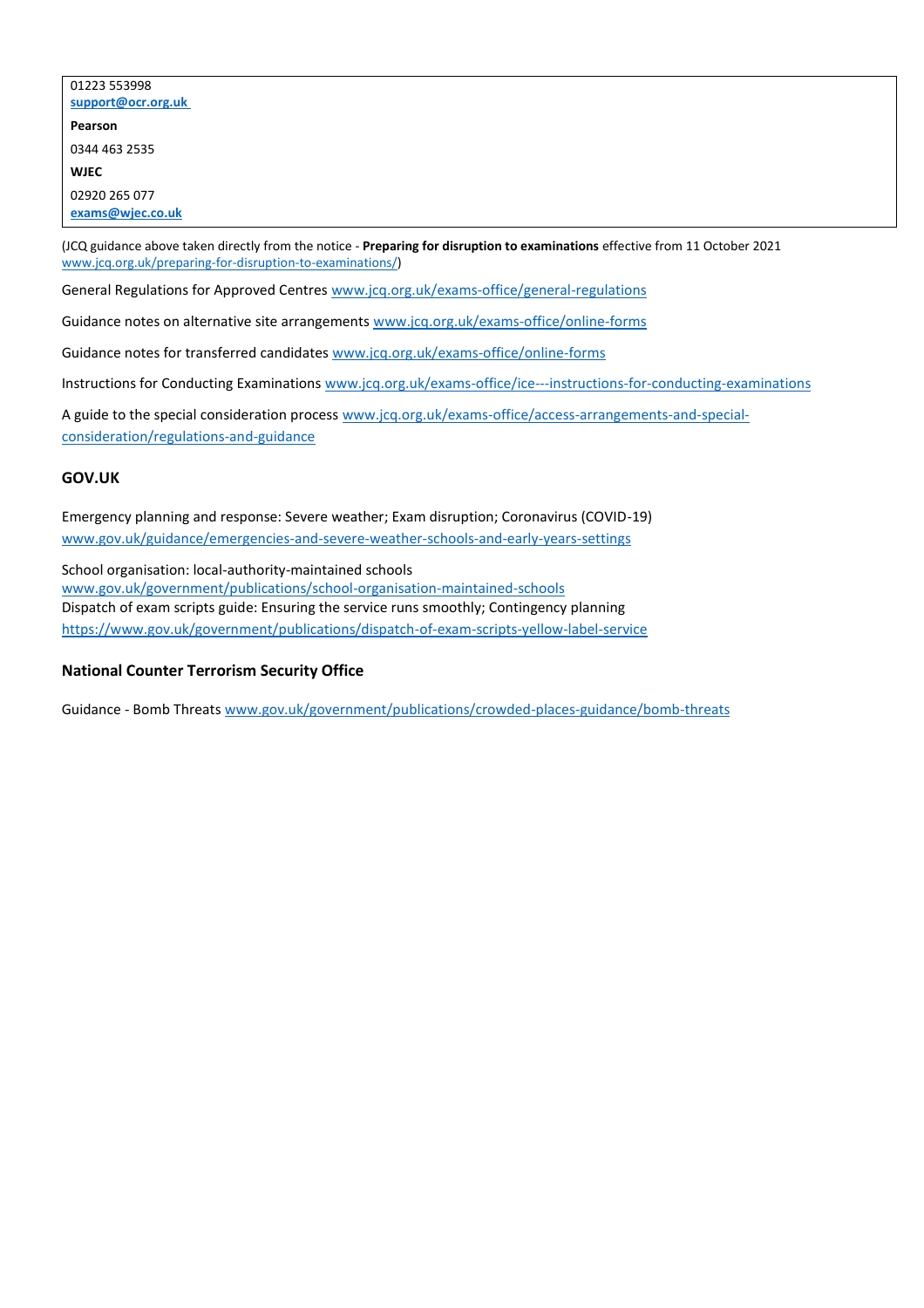| |
|---|
| 01223 553998 |
| **support@ocr.org.uk** |
| **Pearson** |
| 0344 463 2535 |
| **WJEC** |
| 02920 265 077 |
| **exams@wjec.co.uk** |

(JCQ guidance above taken directly from the notice - **Preparing for disruption to examinations** effective from 11 October 2021 www.jcq.org.uk/preparing-for-disruption-to-examinations/)

General Regulations for Approved Centres www.jcq.org.uk/exams-office/general-regulations

Guidance notes on alternative site arrangements www.jcq.org.uk/exams-office/online-forms

Guidance notes for transferred candidates www.jcq.org.uk/exams-office/online-forms

Instructions for Conducting Examinations www.jcq.org.uk/exams-office/ice---instructions-for-conducting-examinations

A guide to the special consideration process www.jcq.org.uk/exams-office/access-arrangements-and-special-consideration/regulations-and-guidance

## GOV.UK

Emergency planning and response: Severe weather; Exam disruption; Coronavirus (COVID-19)
www.gov.uk/guidance/emergencies-and-severe-weather-schools-and-early-years-settings

School organisation: local-authority-maintained schools
www.gov.uk/government/publications/school-organisation-maintained-schools
Dispatch of exam scripts guide: Ensuring the service runs smoothly; Contingency planning
https://www.gov.uk/government/publications/dispatch-of-exam-scripts-yellow-label-service

## National Counter Terrorism Security Office

Guidance - Bomb Threats www.gov.uk/government/publications/crowded-places-guidance/bomb-threats